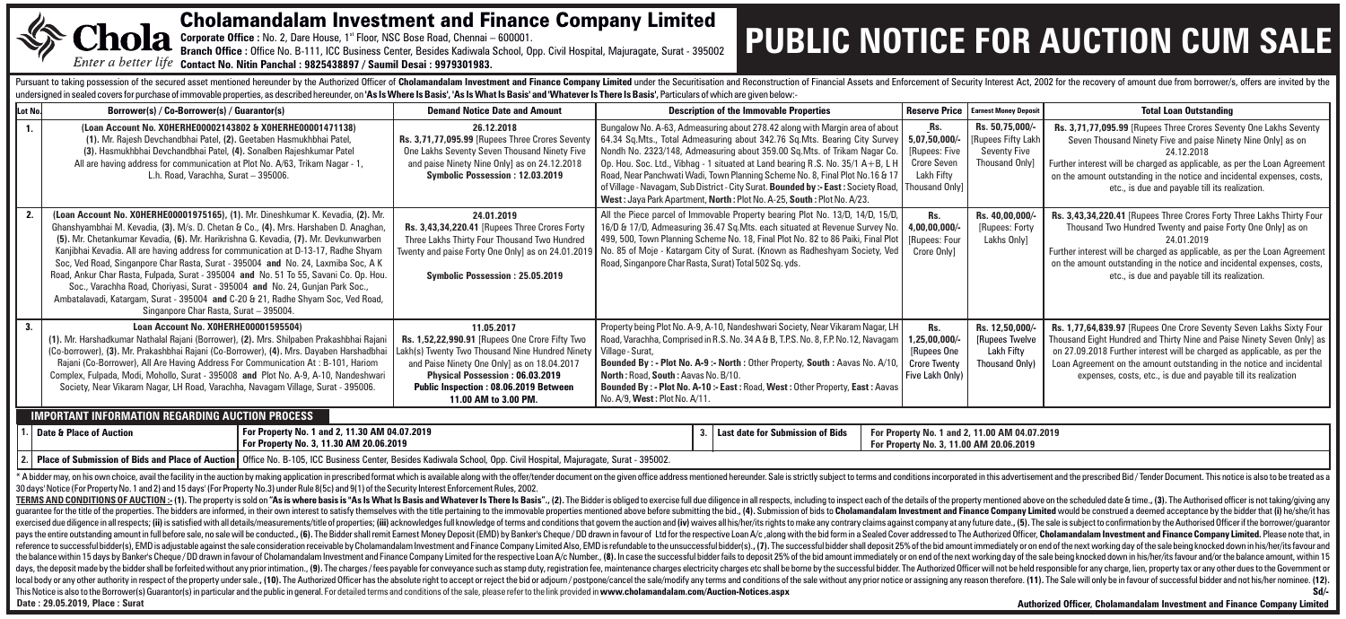# Cholamandalam Investment and Finance Company Limited

**Chola** *Enter a better life*

**Corporate Office :** No. 2, Dare House, 1st Floor, NSC Bose Road, Chennai – 600001.
**Branch Office :** Office No. B-111, ICC Business Center, Besides Kadiwala School, Opp. Civil Hospital, Majuragate, Surat - 395002
**Contact No. Nitin Panchal : 9825438897 / Saumil Desai : 9979301983.**

# PUBLIC NOTICE FOR AUCTION CUM SALE

Pursuant to taking possession of the secured asset mentioned hereunder by the Authorized Officer of **Cholamandalam Investment and Finance Company Limited** under the Securitisation and Reconstruction of Financial Assets and Enforcement of Security Interest Act, 2002 for the recovery of amount due from borrower/s, offers are invited by the undersigned in sealed covers for purchase of immovable properties, as described hereunder, on **'As Is Where Is Basis', 'As Is What Is Basis' and 'Whatever Is There Is Basis',** Particulars of which are given below:-

| Lot No. | Borrower(s) / Co-Borrower(s) / Guarantor(s) | Demand Notice Date and Amount | Description of the Immovable Properties | Reserve Price | Earnest Money Deposit | Total Loan Outstanding |
|---|---|---|---|---|---|---|
| 1. | **(Loan Account No. X0HERHE00002143802 & X0HERHE00001471138)** **(1).** Mr. Rajesh Devchandbhai Patel, **(2).** Geetaben Hasmukhbhai Patel, **(3).** Hasmukhbhai Devchandbhai Patel, **(4).** Sonalben Rajeshkumar Patel All are having address for communication at Plot No. A/63, Trikam Nagar - 1, L.h. Road, Varachha, Surat – 395006. | **26.12.2018** **Rs. 3,71,77,095.99** [Rupees Three Crores Seventy One Lakhs Seventy Seven Thousand Ninety Five and paise Ninety Nine Only] as on 24.12.2018 **Symbolic Possession : 12.03.2019** | Bungalow No. A-63, Admeasuring about 278.42 along with Margin area of about 64.34 Sq.Mts., Total Admeasuring about 342.76 Sq.Mts. Bearing City Survey Nondh No. 2323/148, Admeasuring about 359.00 Sq.Mts. of Trikam Nagar Co. Op. Hou. Soc. Ltd., Vibhag - 1 situated at Land bearing R.S. No. 35/1 A+B, L H Road, Near Panchwati Wadi, Town Planning Scheme No. 8, Final Plot No.16 & 17 of Village - Navagam, Sub District - City Surat. **Bounded by :- East :** Society Road, **West :** Jaya Park Apartment, **North :** Plot No. A-25, **South :** Plot No. A/23. | **Rs. 5,07,50,000/-** [Rupees: Five Crore Seven Lakh Fifty Thousand Only] | **Rs. 50,75,000/-** [Rupees Fifty Lakh Seventy Five Thousand Only] | **Rs. 3,71,77,095.99** [Rupees Three Crores Seventy One Lakhs Seventy Seven Thousand Ninety Five and paise Ninety Nine Only] as on 24.12.2018 Further interest will be charged as applicable, as per the Loan Agreement on the amount outstanding in the notice and incidental expenses, costs, etc., is due and payable till its realization. |
| 2. | **(Loan Account No. X0HERHE00001975165), (1).** Mr. Dineshkumar K. Kevadia, **(2).** Mr. Ghanshyambhai M. Kevadia, **(3).** M/s. D. Chetan & Co., **(4).** Mrs. Harshaben D. Anaghan, **(5).** Mr. Chetankumar Kevadia, **(6).** Mr. Harikrishna G. Kevadia, **(7).** Mr. Devkunwarben Kanjibhai Kevadia. All are having address for communication at D-13/17, Radhe Shyam Soc, Ved Road, Singanpore Char Rasta, Surat - 395004 **and** No. 24, Laxmiba Soc, A K Road, Ankur Char Rasta, Fulpada, Surat - 395004 **and** No. 51 To 55, Savani Co. Op. Hou. Soc., Varachha Road, Choriyasi, Surat - 395004 **and** No. 24, Gunjan Park Soc., Ambatalavadi, Katargam, Surat - 395004 **and** C-20 & 21, Radhe Shyam Soc, Ved Road, Singanpore Char Rasta, Surat – 395004. | **24.01.2019** **Rs. 3,43,34,220.41** [Rupees Three Crores Forty Three Lakhs Thirty Four Thousand Two Hundred Twenty and paise Forty One Only] as on 24.01.2019 **Symbolic Possession : 25.05.2019** | All the Piece parcel of Immovable Property bearing Plot No. 13/D, 14/D, 15/D, 16/D & 17/D, Admeasuring 36.47 Sq.Mts. each situated at Revenue Survey No. 499, 500, Town Planning Scheme No. 18, Final Plot No. 82 to 86 Paiki, Final Plot No. 85 of Moje - Katargam City of Surat. (Known as Radheshyam Society, Ved Road, Singapore Char Rasta, Surat) Total 502 Sq. yds. | **Rs. 4,00,00,000/-** [Rupees: Four Crore Only] | **Rs. 40,00,000/-** [Rupees: Forty Lakhs Only] | **Rs. 3,43,34,220.41** [Rupees Three Crores Forty Three Lakhs Thirty Four Thousand Two Hundred Twenty and paise Forty One Only] as on 24.01.2019 Further interest will be charged as applicable, as per the Loan Agreement on the amount outstanding in the notice and incidental expenses, costs, etc., is due and payable till its realization. |
| 3. | **Loan Account No. X0HERHE00001595504)** **(1).** Mr. Harshadkumar Nathalal Rajani (Borrower), **(2).** Mrs. Shilpaben Prakashbhai Rajani (Co-borrower), **(3).** Mr. Prakashbhai Rajani (Co-Borrower), **(4).** Mrs. Dayaben Harshadbhai Rajani (Co-Borrower), All Are Having Address For Communication At : B-101, Hariom Complex, Fulpada, Modi, Mohollo, Surat - 395008 **and** Plot No. A-9, A-10, Nandeshwari Society, Near Vikaram Nagar, LH Road, Varachha, Navagam Village, Surat - 395006. | **11.05.2017** **Rs. 1,52,22,990.91** [Rupees One Crore Fifty Two Lakh(s) Twenty Two Thousand Nine Hundred Ninety and Paise Ninety One Only] as on 18.04.2017 **Physical Possession : 06.03.2019** **Public Inspection : 08.06.2019 Between 11.00 AM to 3.00 PM.** | Property being Plot No. A-9, A-10, Nandeshwari Society, Near Vikaram Nagar, LH Road, Varachha, Comprised in R.S. No. 34 A & B, T.P.S. No. 8, F.P. No.12, Navagam Village - Surat, **Bounded By : - Plot No. A-9 :- North :** Other Property, **South :** Aavas No. A/10, **North :** Road, **South :** Aavas No. B/10. **Bounded By : - Plot No. A-10 :- East :** Road, **West :** Other Property, **East :** Aavas No. A/9, **West :** Plot No. A/11. | **Rs. 1,25,00,000/-** [Rupees One Crore Twenty Five Lakh Only) | **Rs. 12,50,000/-** [Rupees Twelve Lakh Fifty Thousand Only) | **Rs. 1,77,64,839.97** [Rupees One Crore Seventy Seven Lakhs Sixty Four Thousand Eight Hundred and Thirty Nine and Paise Ninety Seven Only] as on 27.09.2018 Further interest will be charged as applicable, as per the Loan Agreement on the amount outstanding in the notice and incidental expenses, costs, etc., is due and payable till its realization |

## IMPORTANT INFORMATION REGARDING AUCTION PROCESS

| | | | | | |
|---|---|---|---|---|---|
| 1. | **Date & Place of Auction** | For Property No. 1 and 2, 11.30 AM 04.07.2019 For Property No. 3, 11.30 AM 20.06.2019 | 3. | **Last date for Submission of Bids** | For Property No. 1 and 2, 11.00 AM 04.07.2019 For Property No. 3, 11.00 AM 20.06.2019 |
| 2. | **Place of Submission of Bids and Place of Auction** | Office No. B-105, ICC Business Center, Besides Kadiwala School, Opp. Civil Hospital, Majuragate, Surat - 395002. | | | |

\* A bidder may, on his own choice, avail the facility in the auction by making application in prescribed format which is available along with the offer/tender document on the given office address mentioned hereunder. Sale is strictly subject to terms and conditions incorporated in this advertisement and the prescribed Bid / Tender Document. This notice is also to be treated as a 30 days' Notice (For Property No. 1 and 2) and 15 days' (For Property No.3) under Rule 8(5c) and 9(1) of the Security Interest Enforcement Rules, 2002.

**TERMS AND CONDITIONS OF AUCTION :- (1).** The property is sold on **"As is where basis is "As Is What Is Basis and Whatever Is There Is Basis"**., **(2).** The Bidder is obliged to exercise full due diligence in all respects, including to inspect each of the details of the property mentioned above on the scheduled date & time., **(3).** The Authorised officer is not taking/giving any guarantee for the title of the properties. The bidders are informed, in their own interest to satisfy themselves with the title pertaining to the immovable properties mentioned above before submitting the bid., **(4).** Submission of bids to **Cholamandalam Investment and Finance Company Limited** would be construed a deemed acceptance by the bidder that **(i)** he/she/it has exercised due diligence in all respects; **(ii)** is satisfied with all details/measurements/title of properties; **(iii)** acknowledges full knowledge of terms and conditions that govern the auction and **(iv)** waives all his/her/its rights to make any contrary claims against company at any future date., **(5).** The sale is subject to confirmation by the Authorised Officer if the borrower/guarantor pays the entire outstanding amount in full before sale, no sale will be conducted., **(6).** The Bidder shall remit Earnest Money Deposit (EMD) by Banker's Cheque / DD drawn in favour of Ltd for the respective Loan A/c , along with the bid form in a Sealed Cover addressed to The Authorized Officer, **Cholamandalam Investment and Finance Company Limited.** Please note that, in reference to successful bidder(s), EMD is adjustable against the sale consideration receivable by Cholamandalam Investment and Finance Company Limited Also, EMD is refundable to the unsuccessful bidder(s)., **(7).** The successful bidder shall deposit 25% of the bid amount immediately or on end of the next working day of the sale being knocked down in his/her/its favour and the balance within 15 days by Banker's Cheque / DD drawn in favour of Cholamandalam Investment and Finance Company Limited for the respective Loan A/c Number., **(8).** In case the successful bidder fails to deposit 25% of the bid amount immediately or on end of the next working day of the sale being knocked down in his/her/its favour and/or the balance amount, within 15 days, the deposit made by the bidder shall be forfeited without any prior intimation., **(9).** The charges / fees payable for conveyance such as stamp duty, registration fee, maintenance charges electricity charges etc shall be borne by the successful bidder. The Authorized Officer will not be held responsible for any charge, lien, property tax or any other dues to the Government or local body or any other authority in respect of the property under sale., **(10).** The Authorized Officer has the absolute right to accept or reject the bid or adjourn / postpone/cancel the sale/modify any terms and conditions of the sale without any prior notice or assigning any reason therefore. **(11).** The Sale will only be in favour of successful bidder and not his/her nominee. **(12).** This Notice is also to the Borrower(s) Guarantor(s) in particular and the public in general. For detailed terms and conditions of the sale, please refer to the link provided in **www.cholamandalam.com/Auction-Notices.aspx**

**Sd/-**

**Date : 29.05.2019, Place : Surat**

**Authorized Officer, Cholamandalam Investment and Finance Company Limited**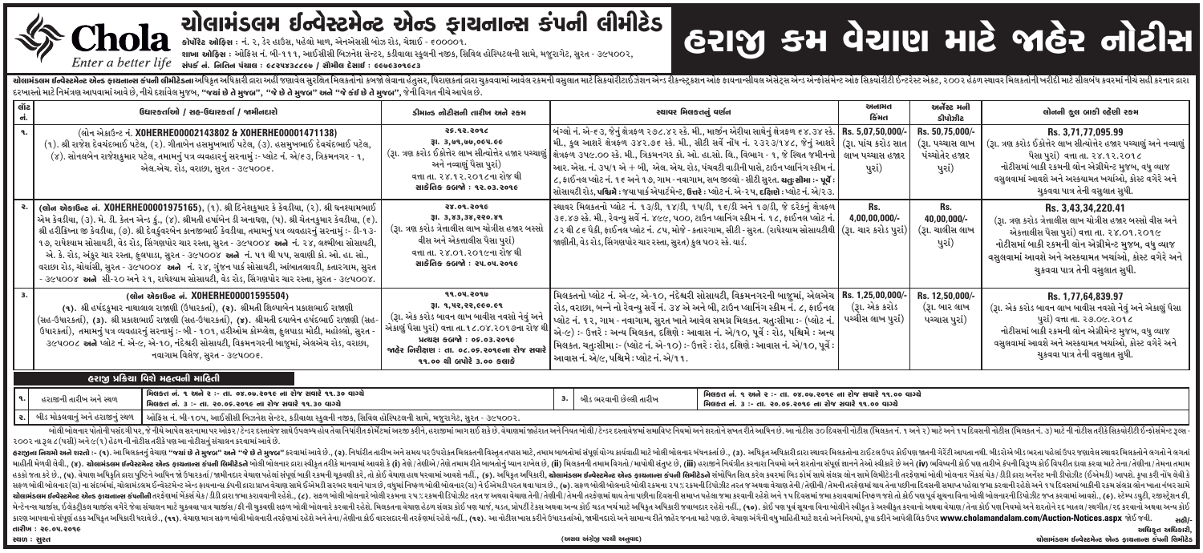# ચોલામંડલમ ઇન્વેસ્ટમેન્ટ એન્ડ ફાયનાન્સ કંપની લીમીટેડ

**Chola** — Enter a better life

**કોર્પોરેટ ઓફિસ** : નં. ૨, ડેર હાઉસ, પહેલો માળ, એનએસસી બોઝ રોડ, ચેન્નાઈ - ૬૦૦૦૦૧.

**શાખા ઓફિસ** : ઓફિસ નં. બી-૧૧૧, આઈસીસી બિઝનેસ સેન્ટર, કડીવાલા સ્કુલની નજીક, સિવિલ હોસ્પિટલની સામે, મજુરાગેટ, સુરત - ૩૯૫૦૦૨,

**સંપર્ક નં. નિતિન પંચાલ : ૯૮૨૫૪૩૮૮૦૯ / સૌમીલ દેસાઈ : ૯૯૦૯૩૦૧૯૮૩**

# હરાજી કમ વેચાણ માટે જાહેર નોટીસ

ચોલામંડલમ ઇન્વેસ્ટમેન્ટ એન્ડ ફાયનાન્સ કંપની લીમીટેડના અધિકૃત અધિકારી દ્વારા અહીં જણાવેલ સુરક્ષિત મિલકતોનો કબજો લેવાના હેતુસર, ધિરાણકર્તા દ્વારા ચુકવવામાં આવેલ રકમની વસુલાત માટે સિક્યોરીટાઈઝેશન એન્ડ રીકન્સ્ટ્રક્શન ઓફ ફાયનાન્સીયલ એસેટ્સ એન્ડ એન્ફોર્સમેન્ટ ઓફ સિક્યોરીટી ઈન્ટરેસ્ટ એક્ટ, ૨૦૦૨ હેઠળ સ્થાવર મિલકતોની ખરીદી માટે સીલબંધ કવરમાં નીચે સહી કરનાર દ્વારા દરખાસ્તો માટે નિમંત્રણ આપવામાં આવે છે, નીચે દર્શાવેલ મુજબ, **"જ્યાં છે તે મુજબ" "જે છે તે મુજબ" અને "જે કંઈ છે તે મુજબ"**, જેની વિગત નીચે આપેલ છે.

| લોટ નં. | ઉધારકર્તાઓ / સહ-ઉધારકર્તા / જામીનદારો | ડીમાન્ડ નોટીસની તારીખ અને રકમ | સ્થાવર મિલકતનું વર્ણન | અનામત કિંમત | અર્નેસ્ટ મની ડીપોઝીટ | લોનની કુલ બાકી રહેલી રકમ |
|---|---|---|---|---|---|---|
| ૧. | (લોન એકાઉન્ટ નં. **XOHERHE00002143802 & XOHERHE00001471138**) (૧). શ્રી રાજેશ દેવચંદભાઈ પટેલ, (૨). ગીતાબેન હસમુખભાઈ પટેલ, (૩). હસમુખભાઈ દેવચંદભાઈ પટેલ, (૪). સોનલબેન રાજેશકુમાર પટેલ, તમામનું પત્ર વ્યવહારનું સરનામું :- પ્લોટ નં. એ/૯૩, ત્રિકમનગર - ૧, એલ.એચ. રોડ, વરાછા, સુરત - ૩૯૫૦૦૬. | **૨૯.૧૨.૨૦૧૮** રૂા. ૩,૭૧,૭૭,૦૯૫.૯૯ (રૂા. ત્રણ કરોડ ઈકોતેર લાખ સીત્યોતેર હજાર પચ્ચાણું અને નવ્વાણું પૈસા પુરા) વત્તા તા. ૨૪.૧૨.૨૦૧૮ના રોજ થી **સાંકેતિક કબજો : ૧૨.૦૩.૨૦૧૯** | બંગ્લો નં. એ-૯૩, જેનું ક્ષેત્રફળ ૨૭૮.૪૨ સ્કે. મી., માર્જીન એરીયા સાથેનું ક્ષેત્રફળ ૯૪.૩૪ સ્કે. મી., કુલ આશરે ક્ષેત્રફળ ૩૭૨.૭૬ સ્કે. મી., સીટી સર્વે નોંધ નં. ૨૩૨૩/૧૪૮, જેનું આશરે ક્ષેત્રફળ ૩૫૯૮.૦૦ સ્કે. મી., ત્રિકમનગર કો. ઓ. હા.સો. લિ., વિભાગ - ૧, જે સ્થિત જમીનનો આર. એસ. નં. ૩૫/૧ એ + બી, એલ. એચ. રોડ, પંચવટી વાડીની પાસે, ટાઉન પ્લાનિંગ સ્કીમ નં. ૮, ફાઈનલ પ્લોટ નં. ૧૬ અને ૧૭, ગામ - નવાગામ, સબ જીલ્લો - સીટી સુરત. **ચતુઃસીમા :- પૂર્વે :** સોસાયટી રોડ, **પશ્ચિમે :** જયા પાર્ક એપાર્ટમેન્ટ, **ઉત્તરે :** પ્લોટ નં. એ-૨૫, **દક્ષિણે :** પ્લોટ નં. એ/૨૩. | Rs. 5,07,50,000/- (રૂા. પાંચ કરોડ સાત લાખ પચ્ચાસ હજાર પુરા) | Rs. 50,75,000/- (રૂા. પચ્ચાસ લાખ પંચ્યોતેર હજાર પુરા) | **Rs. 3,71,77,095.99** (રૂા. ત્રણ કરોડ ઈકોતેર લાખ સીત્યોતેર હજાર પચ્ચાણું અને નવ્વાણું પૈસા પુરા) વત્તા તા. ૨૪.૧૨.૨૦૧૮ નોટીસમાં બાકી રકમની લોન એગ્રીમેન્ટ મુજબ, વધુ વ્યાજ વસુલવામાં આવશે અને અકસ્માત ખર્ચાઓ, કોસ્ટ વગેરે અને ચુકવવા પાત્ર તેની વસુલાત સુધી. |
| ૨. | (**લોન એકાઉન્ટ નં. XOHERHE00001975165**), (૧). શ્રી દિનેશકુમાર કે કેવડીયા, (૨). શ્રી ઘનશ્યામભાઈ એમ કેવડીયા, (૩). મે. ડી. કેતન એન્ડ કું., (૪). શ્રીમતી હર્ષાબેન ડી અનાઘણ, (૫). શ્રી ચેતનકુમાર કેવડીયા, (૬). શ્રી હરીકિષ્ના જી કેવડીયા, (૭). શ્રી દેવકુંવરબેન કાનજીભાઈ કેવડીયા, તમામનું પત્ર વ્યવહારનું સરનામું :- ડી-૧૩-૧૭, રાધેશ્યામ સોસાયટી, વેડ રોડ, સિંગણપોર ચાર રસ્તા, સુરત - ૩૯૫૦૦૪ **અને** નં. ૨૪, લક્ષ્મીબા સોસાયટી, એ. કે. રોડ, અંકુર ચાર રસ્તા, સુરત - ૩૯૫૦૦૪ **અને** નં. ૫૧ થી ૫૫, સવાણી કો. ઓ. હા. સો., વરાછા રોડ, ચોપાસી, સુરત - ૩૯૫૦૦૪ **અને** નં. ૨૪, ગુંજન પાર્ક સોસાયટી, આંબાતલાવડી, કતારગામ, સુરત - ૩૯૫૦૦૪ **અને** સી-૨૦ અને ૨૧, રાધેશ્યામ સોસાયટી, વેડ રોડ, સિંગણપોર ચાર રસ્તા, સુરત - ૩૯૫૦૦૪. | **૨૪.૦૧.૨૦૧૯** રૂા. ૩,૪૩,૩૪,૨૨૦.૪૧ (રૂા. ત્રણ કરોડ તેંતાલીસ લાખ ચોત્રીસ હજાર બસ્સો વીસ અને એકતાલીસ પૈસા પુરા) વત્તા તા. ૨૪.૦૧.૨૦૧૯ના રોજ થી **સાંકેતિક કબજો : ૨૫.૦૫.૨૦૧૯** | સ્થાવર મિલકતનો પ્લોટ નં. ૧૩/ડી, ૧૪/ડી, ૧૫/ડી, ૧૬/ડી અને ૧૭/ડી, જે દરેકનું ક્ષેત્રફળ ૩૬.૪૭ સ્કે. મી., રેવન્યુ સર્વે નં. ૪૯૯, ૫૦૦, ટાઉન પ્લાનિંગ સ્કીમ નં. ૧૮, ફાઈનલ પ્લોટ નં. ૮૨ થી ૮૪ પૈકી, ફાઈનલ પ્લોટ નં. ૮૫, મોજે - કતારગામ, સીટી - સુરત. (રાધેશ્યામ સોસાયટીથી જાણીતી, વેડ રોડ, સિંગણપોર ચાર રસ્તા, સુરત) કુલ ૫૦૨ સ્કે. યાર્ડ. | Rs. 4,00,00,000/- (રૂા. ચાર કરોડ પુરાં) | Rs. 40,00,000/- (રૂા. ચાલીસ લાખ પુરાં) | **Rs. 3,43,34,220.41** (રૂા. ત્રણ કરોડ તેંતાલીસ લાખ ચોત્રીસ હજાર બસ્સો વીસ અને એકતાલીસ પૈસા પુરાં) વત્તા તા. ૨૪.૦૧.૨૦૧૯ નોટીસમાં બાકી રકમની લોન એગ્રીમેન્ટ મુજબ, વધુ વ્યાજ વસુલવામાં આવશે અને અકસ્માત ખર્ચાઓ, કોસ્ટ વગેરે અને ચુકવવા પાત્ર તેની વસુલાત સુધી. |
| ૩. | (**લોન એકાઉન્ટ નં. XOHERHE00001595504**) **(૧).** શ્રી હર્ષદકુમાર નાથાલાલ રાજાણી (ઉધારકર્તા), **(૨).** શ્રીમતી શિલ્પાબેન પ્રકાશભાઈ રાજાણી (સહ-ઉધારકર્તા), **(૩).** શ્રી પ્રકાશભાઈ રાજાણી (સહ-ઉધારકર્તા), **(૪).** શ્રીમતી દયાબેન હર્ષદભાઈ રાજાણી (સહ-ઉધારકર્તા), તમામનું પત્ર વ્યવહારનું સરનામું :- બી - ૧૦૧, હરીઓમ કોમ્પ્લેક્ષ, ફુલપાડા મોટી, મહોલ્લો, સુરત - ૩૯૫૦૦૮ **અને** પ્લોટ નં. એ-૯, એ-૧૦, નંદેશ્વરી સોસાયટી, વિક્રમનગરની બાજુમાં, એલએચ રોડ, વરાછા, નવાગામ વિલેજ, સુરત - ૩૯૫૦૦૬. | **૧૧.૦૫.૨૦૧૭** રૂા. ૧,૫૨,૨૨,૯૯૦.૯૧ (રૂા. એક કરોડ બાવન લાખ બાવીસ નવસો નેવું અને એકાણું પૈસા પુરાં) વત્તા તા. ૧૦.૦૪.૨૦૧૭ના રોજ થી **પ્રત્યક્ષ કબજો : ૦૯.૦૩.૨૦૧૯ જાહેર નિરીક્ષણ : તા. ૦૮.૦૬.૨૦૧૯ના રોજ સવારે ૧૧.૦૦ થી બપોરે ૩.૦૦ કલાકે** | મિલકતનો પ્લોટ નં. એ-૯, એ-૧૦, નંદેશ્વરી સોસાયટી, વિક્રમનગરની બાજુમાં, એલએચ રોડ, વરાછા, બન્ને નો રેવન્યુ સર્વે નં. ૩૪ એ અને બી, ટાઉન પ્લાનિંગ સ્કીમ નં. ૮, ફાઈનલ પ્લોટ નં. ૧૨, ગામ - નવાગામ, સુરત ખાતે આવેલ સમગ્ર મિલકત. ચતુઃસીમા :- (પ્લોટ નં. એ-૯) :- ઉત્તરે : અન્ય મિલકત, દક્ષિણે : આવાસ નં. એ/૧૦, પૂર્વે : રોડ, પશ્ચિમે : અન્ય મિલકત. ચતુઃસીમા :- (પ્લોટ નં. એ-૧૦) :- ઉત્તરે : રોડ, દક્ષિણે : આવાસ નં. એ/૧૦, પૂર્વે : આવાસ નં. એ/૯, પશ્ચિમે : પ્લોટ નં. એ/૧૧. | Rs. 1,25,00,000/- (રૂા. એક કરોડ પચ્ચીસ લાખ પુરાં) | Rs. 12,50,000/- (રૂા. બાર લાખ પચ્ચાસ પુરાં) | **Rs. 1,77,64,839.97** (રૂા. એક કરોડ સત્યોતેર લાખ ચોસઠ હજાર આઠસો ઓગણચાલીસ અને સત્તાણું પૈસા પુરાં) વત્તા તા. ૨૭.૦૯.૨૦૧૮ નોટીસમાં બાકી રકમની લોન એગ્રીમેન્ટ મુજબ, વધુ વ્યાજ વસુલવામાં આવશે અને અકસ્માત ખર્ચાઓ, કોસ્ટ વગેરે અને ચુકવવા પાત્ર તેની વસુલાત સુધી. |

## હરાજી પ્રક્રિયા વિશે મહત્વની માહિતી

| | | | | |
|---|---|---|---|---|
| ૧. | હરાજીની તારીખ અને સ્થળ | મિલકત નં. ૧ અને ૨ :- તા. ૦૪.૦૭.૨૦૧૯ ના રોજ સવારે ૧૧.૩૦ વાગ્યે<br>મિલકત નં. ૩ :- તા. ૨૦.૦૬.૨૦૧૯ ના રોજ સવારે ૧૧.૩૦ વાગ્યે | ૩. બીડ ભરવાની છેલ્લી તારીખ | મિલકત નં. ૧ અને ૨ :- તા. ૦૪.૦૭.૨૦૧૯ ના રોજ સવારે ૧૧.૦૦ વાગ્યે<br>મિલકત નં. ૩ :- તા. ૨૦.૦૬.૨૦૧૯ ના રોજ સવારે ૧૧.૦૦ વાગ્યે |
| ૨. | બીડ મોકલવાનું અને હરાજીનું સ્થળ | ઓફિસ નં. બી-૧૦૫, આઈસીસી બિઝનેસ સેન્ટર, કડીવાલા સ્કુલની નજીક, સિવિલ હોસ્પિટલની સામે, મજુરાગેટ, સુરત - ૩૯૫૦૦૨. | | |

બોલી બોલનાર પોતાની પસંદગી પર, જે નીચે આપેલ સરનામા પર ઓફર / ટેન્ડર દસ્તાવેજ સાથે ઉપલબ્ધ હોય તેવા નિર્ધારિત ફોર્મેટમાં અરજી કરીને, હરાજીમાં ભાગ લઈ શકે છે. વેચાણમાં જાહેરાત અને નિયત બોલી / ટેન્ડર દસ્તાવેજમાં સમાવિષ્ટ નિયમો અને શરતોને સખત રીતે આધિન છે. આ નોટીસ ૩૦ દિવસની નોટીસ (મિલકત નં. ૧ અને ૨) માટે અને ૧૫ દિવસની નોટીસ (મિલકત નં. ૩) માટે ની નોટીસ તરીકે સિક્યોરીટી ઈન્ટરેસ્ટ રૂલ્સ - ૨૦૦૨ ના રૂલ ૮ (૫એ) અને ૯(૧) હેઠળ ની નોટીસ તરીકે પણ આ નોટીસનું સંચાલન કરવામાં આવે છે.

**હરાજીના નિયમો અને શરતો :-** (૧). આ મિલકતનું વેચાણ **"જ્યાં છે તે મુજબ"** અને **"જે છે તે મુજબ"** કરવામાં આવે છે., (૨). નિર્ધારિત તારીખ અને સમય પર ઉપરોક્ત મિલકતની વિસ્તૃત તપાસ માટે, તમામ બાબતોમાં સંપૂર્ણ યોગ્ય કાર્યવાહી માટે બોલી બોલનાર બંધનકર્તા છે., (૩). અધિકૃત અધિકારી દ્વારા સ્થાવર મિલકતોના ટાઈટલ ઉપર કોઈ પણ જાતની ગેરંટી આપતા નથી. બીડરોએ બીડ ભરતા પહેલાં ઉપર જણાવેલ સ્થાવર મિલકતોને લગતો ને લગતાં માહીતી મેળવી લેવી., (૪). **ચોલામંડલમ ઇન્વેસ્ટમેન્ટ એન્ડ ફાયનાન્સ કંપની લીમીટેડને** બોલી બોલનાર દ્વારા સ્વીકૃત તરીકે માનવામાં આવશે કે (i) તેણે / તેણીએ / તેણે તમામ રીતે બાબતોનું ધ્યાન રાખેલ છે, (ii) મિલકતની તમામ વિગતો / માપણી સંતુષ્ટ છે, (iii) હરાજીને નિયંત્રીત કરનારા નિયમો અને શરતોના સંપૂર્ણ જ્ઞાનને તેઓ સ્વીકારે છે અને (iv) ભવિષ્યની કોઈ પણ તારીખે કોઈની વિરુધ્ધ કોઈ વિપરીત દાવા કરવા માટે તેના / તેણીના / તેમના તમામ હક્કો જતા કરે છે., (૫). વેચાણ અધિકૃત દ્વારા પુષ્ટિને આધિન છે ઉધારકર્તા / જામીનદાર વેચાણ પહેલાં સંપૂર્ણ બાકી રકમની ચુકવણી કરે, તો કોઈ વેચાણ હાથ ધરવામાં આવશે નહીં., (૬). અધિકૃત અધિકારી, **ચોલામંડલમ ઇન્વેસ્ટમેન્ટ એન્ડ ફાયનાન્સ કંપની લીમીટેડને** સંબોધિત કિંમત કરેલ કવરમાં બીડ ફોર્મ સાથે સંલગ્ન લોન સામે લિમિટેડની તરફેણમાં બોલી બોલનાર બેંકર્સ ચેક / ડીડી દ્વારા અર્નેસ્ટ મની ડીપોઝીટ (ઈએમડી) આપશે. કૃપા કરી નોંધ લેશો કે સફળ બોલી બોલનાર (રો) ના સંદર્ભમાં, ચોલામંડલમ ઈન્વેસ્ટમેન્ટ એન્ડ ફાયનાન્સ કંપની દ્વારા પ્રાપ્ત વેચાણ સામે ઈએમડી સરભર થવાને પાત્ર છે, વધુમાં નિષ્ફળ બોલી બોલનાર(રો) ને ઈએમડી પરત થવા પાત્ર છે., (૭). સફળ બોલી બોલનારે બોલી રકમના ૨૫% રકમની ડિપોઝીટ તરત જ અથવા વેચાણ તેની / તેણીની / તેમની તરફેણમાં થાય તેના પછીના દિવસની સમાપ્ત પહેલા જમા કરવાની રહેશે અને ૧૫ દિવસમાં બાકીની રકમ સંલગ્ન લોન ખાતા નંબર સામે **ચોલામંડલમ ઇન્વેસ્ટમેન્ટ એન્ડ ફાયનાન્સ કંપની લીમીટેડ** તરફેણમાં બેંકર્સ ચેક / ડીડી દ્વારા જમા કરાવવાના રહેશે., (૮). સફળ બોલી બોલનારે બોલી રકમના ૨૫% રકમની ડિપોઝીટ તરત જ અથવા વેચાણ તેની / તેણીની / તેમની તરફેણમાં થાય તેના પછીના દિવસની સમાપ્ત પહેલા જમા કરવામાં નિષ્ફળ જશે તો સફળ બોલી બોલનારની ડિપોઝીટ જપ્ત કરવામાં આવશે., (૯). સ્ટેમ્પ ડ્યુટી, રજીસ્ટ્રેશન ફી, મેન્ટેનન્સ ચાર્જીસ, ઈલેક્ટ્રીકસ ચાર્જીસ વગેરે જેવા કાયદાના માટે ચુકવવા પાત્ર ચાર્જીસ / ફી ની ચુકવણી સફળ બોલી બોલનાર કરવાની રહેશે. મિલકતના વેચાણ હેઠળ સંલગ્ન કોઈ પણ બાકી, ચડત, પ્રોપર્ટી ટેક્સ સમાવ અન્ય કોઈ ચડત ખર્ચ માટે અધિકૃત અધિકારી જવાબદાર રહેશે નહીં., (૧૦). કોઈ પણ પૂર્વ સૂચના વિના બોલીને સ્વીકૃત કે અસ્વીકૃત કરવાનો અથવા વેચાણ / તેના કોઈ પણ નિયમો અને શરતોને રદ્દ બાતલ / અગાઉ / રદ્દ કરવાનો અથવા અન્ય કોઈ કારણ આપ્યાનો સંપૂર્ણ હક્ક અધિકૃત અધિકારી ધરાવે છે., (૧૧). વેચાણ માત્ર સફળ બોલી બોલનારની તરફેણમાં રહેશે અને તેના / તેણીના કોઈ વારસદારની તરફેણમાં રહેશે નહીં., (૧૨). આ નોટીસ ખાસ કરીને ઉધારકર્તાઓ, જામીનદારો અને સામાન્ય રીતે જાહેર જનતા માટે પણ છે. વેચાણ અંગેની વધુ માહિતી માટે શરતો અને નિયમો, કૃપા કરીને આપેલી લિંક ઉપર **www.cholamandalam.com/Auction-Notices.aspx** જોઈ જવી.

**તારીખ : ૦૯.૦૫.૨૦૧૯**
**સ્થળ : સુરત**

(અસલ અંગ્રેજી પરથી અનુવાદ)

સહી/-
અધિકૃત અધિકારી,
ચોલામંડલમ ઇન્વેસ્ટમેન્ટ એન્ડ ફાયનાન્સ કંપની લીમીટેડ